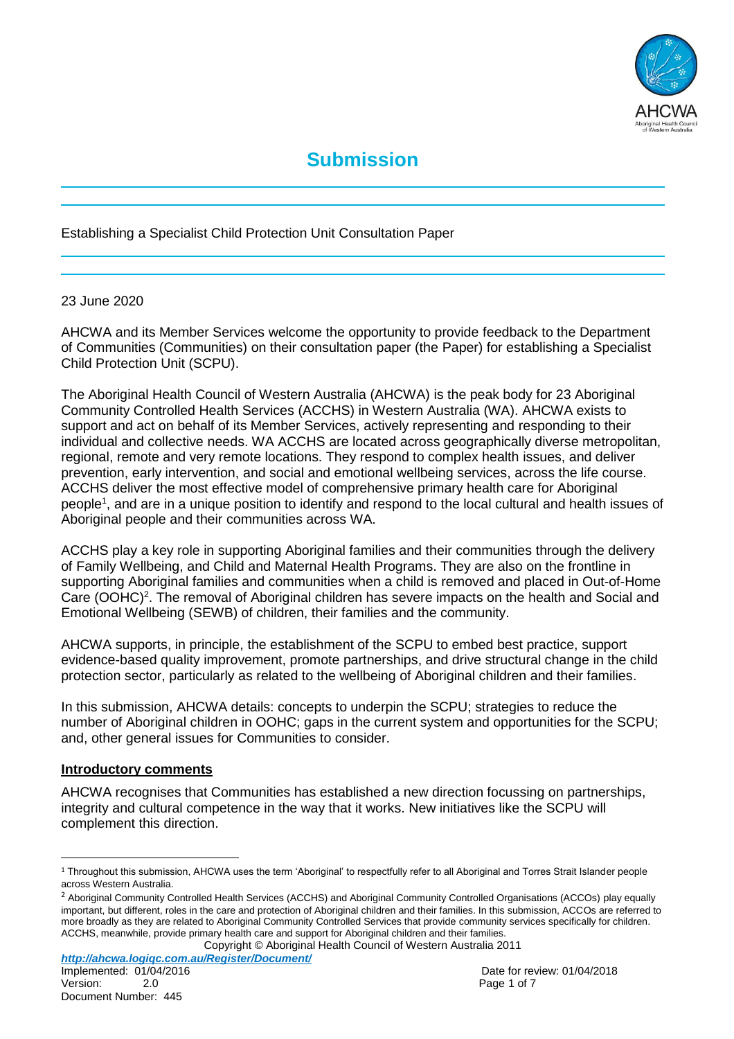# Submission

Establishing a Specialist Child Protection Unit Consultation Paper

23 June 2020

AHCWA and its Member Services welcome the opportunity to provide feedback to the Department of Communities (Communities) on their consultation paper (the Paper) for establishing a Specialist Child Protection Unit (SCPU).

The Aboriginal Health Council of Western Australia (AHCWA) is the peak body for 23 Aboriginal Community Controlled Health Services (ACCHS) in Western Australia (WA). AHCWA exists to support and act on behalf of its Member Services, actively representing and responding to their individual and collective needs. WA ACCHS are located across geographically diverse metropolitan, regional, remote and very remote locations. They respond to complex health issues, and deliver prevention, early intervention, and social and emotional wellbeing services, across the life course. ACCHS deliver the most effective model of comprehensive primary health care for Aboriginal people[1], and are in a unique position to identify and respond to the local cultural and health issues of Aboriginal people and their communities across WA.

ACCHS play a key role in supporting Aboriginal families and their communities through the delivery of Family Wellbeing, and Child and Maternal Health Programs. They are also on the frontline in supporting Aboriginal families and communities when a child is removed and placed in Out-of-Home Care (OOHC)[2]. The removal of Aboriginal children has severe impacts on the health and Social and Emotional Wellbeing (SEWB) of children, their families and the community.

AHCWA supports, in principle, the establishment of the SCPU to embed best practice, support evidence-based quality improvement, promote partnerships, and drive structural change in the child protection sector, particularly as related to the wellbeing of Aboriginal children and their families.

In this submission, AHCWA details: concepts to underpin the SCPU; strategies to reduce the number of Aboriginal children in OOHC; gaps in the current system and opportunities for the SCPU; and, other general issues for Communities to consider.

**Introductory comments**

AHCWA recognises that Communities has established a new direction focussing on partnerships, integrity and cultural competence in the way that it works. New initiatives like the SCPU will complement this direction.

---

[1] Throughout this submission, AHCWA uses the term 'Aboriginal' to respectfully refer to all Aboriginal and Torres Strait Islander people across Western Australia.

[2] Aboriginal Community Controlled Health Services (ACCHS) and Aboriginal Community Controlled Organisations (ACCOs) play equally important, but different, roles in the care and protection of Aboriginal children and their families. In this submission, ACCOs are referred to more broadly as they are related to Aboriginal Community Controlled Services that provide community services specifically for children. ACCHS, meanwhile, provide primary health care and support for Aboriginal children and their families.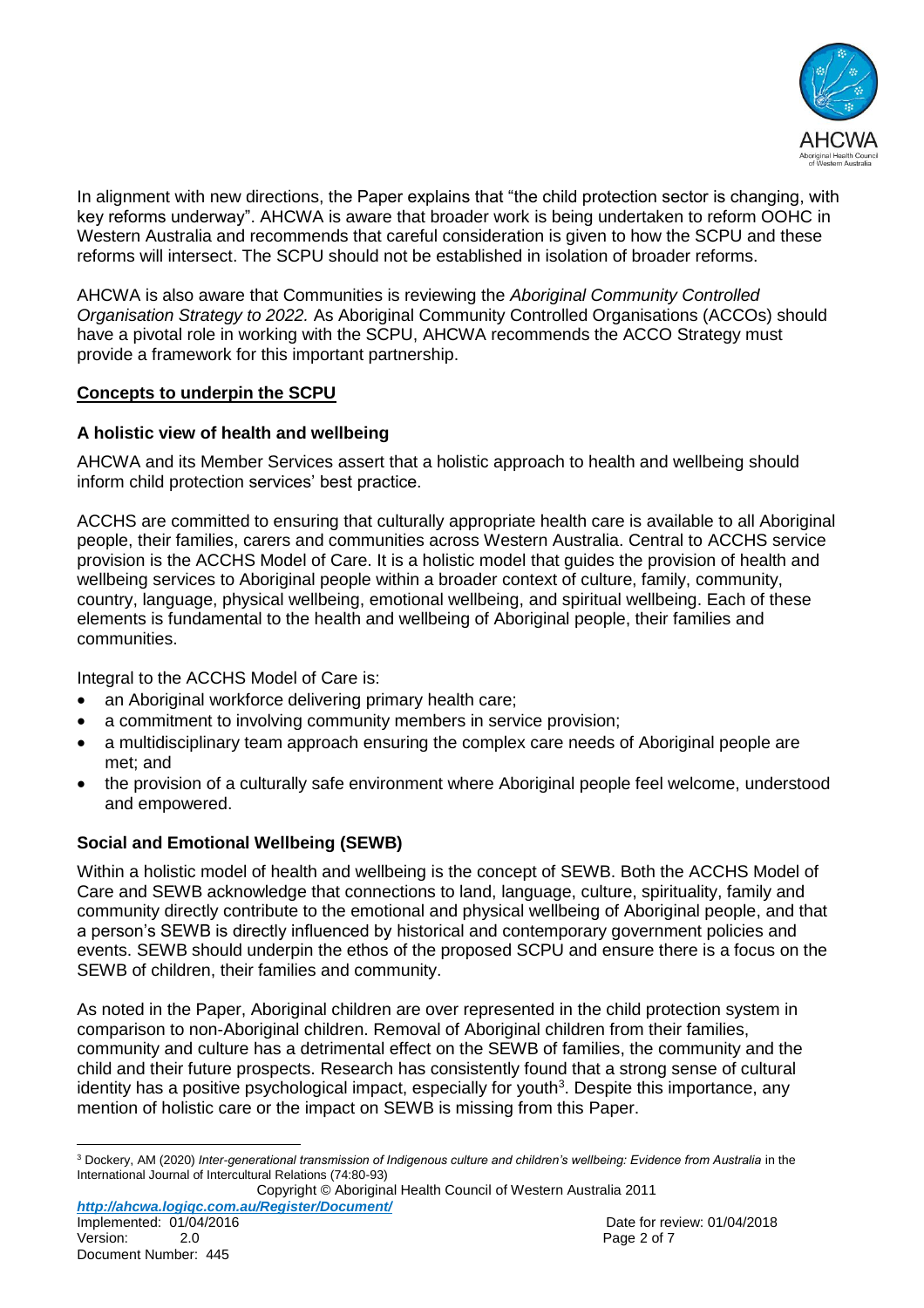In alignment with new directions, the Paper explains that "the child protection sector is changing, with key reforms underway". AHCWA is aware that broader work is being undertaken to reform OOHC in Western Australia and recommends that careful consideration is given to how the SCPU and these reforms will intersect. The SCPU should not be established in isolation of broader reforms.

AHCWA is also aware that Communities is reviewing the *Aboriginal Community Controlled Organisation Strategy to 2022.* As Aboriginal Community Controlled Organisations (ACCOs) should have a pivotal role in working with the SCPU, AHCWA recommends the ACCO Strategy must provide a framework for this important partnership.

## Concepts to underpin the SCPU

### A holistic view of health and wellbeing

AHCWA and its Member Services assert that a holistic approach to health and wellbeing should inform child protection services' best practice.

ACCHS are committed to ensuring that culturally appropriate health care is available to all Aboriginal people, their families, carers and communities across Western Australia. Central to ACCHS service provision is the ACCHS Model of Care. It is a holistic model that guides the provision of health and wellbeing services to Aboriginal people within a broader context of culture, family, community, country, language, physical wellbeing, emotional wellbeing, and spiritual wellbeing. Each of these elements is fundamental to the health and wellbeing of Aboriginal people, their families and communities.

Integral to the ACCHS Model of Care is:

- an Aboriginal workforce delivering primary health care;
- a commitment to involving community members in service provision;
- a multidisciplinary team approach ensuring the complex care needs of Aboriginal people are met; and
- the provision of a culturally safe environment where Aboriginal people feel welcome, understood and empowered.

### Social and Emotional Wellbeing (SEWB)

Within a holistic model of health and wellbeing is the concept of SEWB. Both the ACCHS Model of Care and SEWB acknowledge that connections to land, language, culture, spirituality, family and community directly contribute to the emotional and physical wellbeing of Aboriginal people, and that a person's SEWB is directly influenced by historical and contemporary government policies and events. SEWB should underpin the ethos of the proposed SCPU and ensure there is a focus on the SEWB of children, their families and community.

As noted in the Paper, Aboriginal children are over represented in the child protection system in comparison to non-Aboriginal children. Removal of Aboriginal children from their families, community and culture has a detrimental effect on the SEWB of families, the community and the child and their future prospects. Research has consistently found that a strong sense of cultural identity has a positive psychological impact, especially for youth[3]. Despite this importance, any mention of holistic care or the impact on SEWB is missing from this Paper.

---

[3] Dockery, AM (2020) *Inter-generational transmission of Indigenous culture and children's wellbeing: Evidence from Australia* in the International Journal of Intercultural Relations (74:80-93)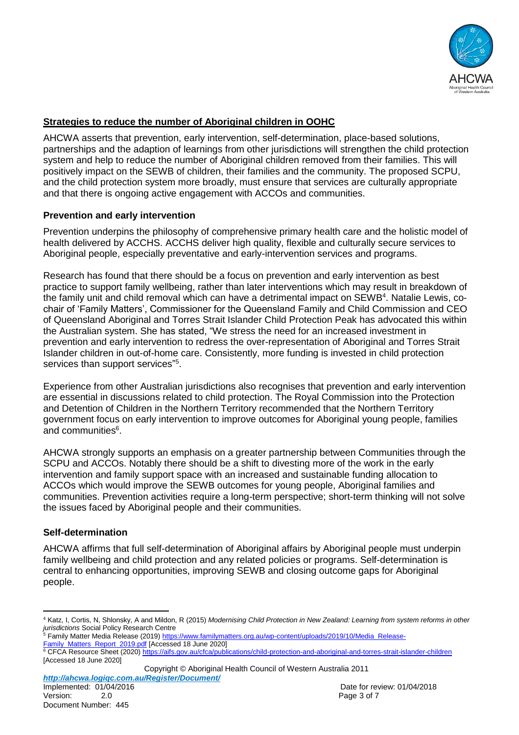## Strategies to reduce the number of Aboriginal children in OOHC

AHCWA asserts that prevention, early intervention, self-determination, place-based solutions, partnerships and the adaption of learnings from other jurisdictions will strengthen the child protection system and help to reduce the number of Aboriginal children removed from their families. This will positively impact on the SEWB of children, their families and the community. The proposed SCPU, and the child protection system more broadly, must ensure that services are culturally appropriate and that there is ongoing active engagement with ACCOs and communities.

### Prevention and early intervention

Prevention underpins the philosophy of comprehensive primary health care and the holistic model of health delivered by ACCHS. ACCHS deliver high quality, flexible and culturally secure services to Aboriginal people, especially preventative and early-intervention services and programs.

Research has found that there should be a focus on prevention and early intervention as best practice to support family wellbeing, rather than later interventions which may result in breakdown of the family unit and child removal which can have a detrimental impact on SEWB[4]. Natalie Lewis, co-chair of 'Family Matters', Commissioner for the Queensland Family and Child Commission and CEO of Queensland Aboriginal and Torres Strait Islander Child Protection Peak has advocated this within the Australian system. She has stated, "We stress the need for an increased investment in prevention and early intervention to redress the over-representation of Aboriginal and Torres Strait Islander children in out-of-home care. Consistently, more funding is invested in child protection services than support services"[5].

Experience from other Australian jurisdictions also recognises that prevention and early intervention are essential in discussions related to child protection. The Royal Commission into the Protection and Detention of Children in the Northern Territory recommended that the Northern Territory government focus on early intervention to improve outcomes for Aboriginal young people, families and communities[6].

AHCWA strongly supports an emphasis on a greater partnership between Communities through the SCPU and ACCOs. Notably there should be a shift to divesting more of the work in the early intervention and family support space with an increased and sustainable funding allocation to ACCOs which would improve the SEWB outcomes for young people, Aboriginal families and communities. Prevention activities require a long-term perspective; short-term thinking will not solve the issues faced by Aboriginal people and their communities.

### Self-determination

AHCWA affirms that full self-determination of Aboriginal affairs by Aboriginal people must underpin family wellbeing and child protection and any related policies or programs. Self-determination is central to enhancing opportunities, improving SEWB and closing outcome gaps for Aboriginal people.

---

[4] Katz, I, Cortis, N, Shlonsky, A and Mildon, R (2015) *Modernising Child Protection in New Zealand: Learning from system reforms in other jurisdictions* Social Policy Research Centre

[5] Family Matter Media Release (2019) https://www.familymatters.org.au/wp-content/uploads/2019/10/Media_Release-Family_Matters_Report_2019.pdf [Accessed 18 June 2020]

[6] CFCA Resource Sheet (2020) https://aifs.gov.au/cfca/publications/child-protection-and-aboriginal-and-torres-strait-islander-children [Accessed 18 June 2020]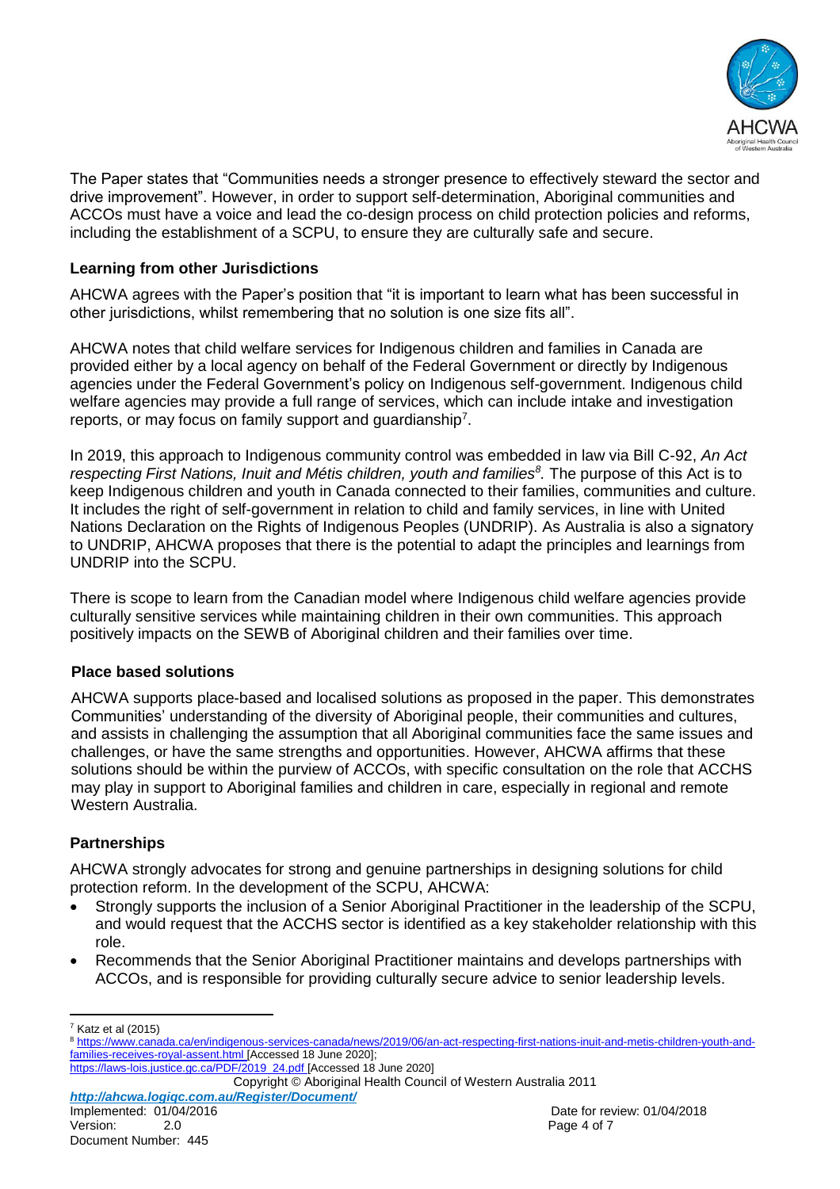The Paper states that "Communities needs a stronger presence to effectively steward the sector and drive improvement". However, in order to support self-determination, Aboriginal communities and ACCOs must have a voice and lead the co-design process on child protection policies and reforms, including the establishment of a SCPU, to ensure they are culturally safe and secure.

**Learning from other Jurisdictions**

AHCWA agrees with the Paper's position that "it is important to learn what has been successful in other jurisdictions, whilst remembering that no solution is one size fits all".

AHCWA notes that child welfare services for Indigenous children and families in Canada are provided either by a local agency on behalf of the Federal Government or directly by Indigenous agencies under the Federal Government's policy on Indigenous self-government. Indigenous child welfare agencies may provide a full range of services, which can include intake and investigation reports, or may focus on family support and guardianship[7].

In 2019, this approach to Indigenous community control was embedded in law via Bill C-92, *An Act respecting First Nations, Inuit and Métis children, youth and families[8].* The purpose of this Act is to keep Indigenous children and youth in Canada connected to their families, communities and culture. It includes the right of self-government in relation to child and family services, in line with United Nations Declaration on the Rights of Indigenous Peoples (UNDRIP). As Australia is also a signatory to UNDRIP, AHCWA proposes that there is the potential to adapt the principles and learnings from UNDRIP into the SCPU.

There is scope to learn from the Canadian model where Indigenous child welfare agencies provide culturally sensitive services while maintaining children in their own communities. This approach positively impacts on the SEWB of Aboriginal children and their families over time.

**Place based solutions**

AHCWA supports place-based and localised solutions as proposed in the paper. This demonstrates Communities' understanding of the diversity of Aboriginal people, their communities and cultures, and assists in challenging the assumption that all Aboriginal communities face the same issues and challenges, or have the same strengths and opportunities. However, AHCWA affirms that these solutions should be within the purview of ACCOs, with specific consultation on the role that ACCHS may play in support to Aboriginal families and children in care, especially in regional and remote Western Australia.

**Partnerships**

AHCWA strongly advocates for strong and genuine partnerships in designing solutions for child protection reform. In the development of the SCPU, AHCWA:

- Strongly supports the inclusion of a Senior Aboriginal Practitioner in the leadership of the SCPU, and would request that the ACCHS sector is identified as a key stakeholder relationship with this role.
- Recommends that the Senior Aboriginal Practitioner maintains and develops partnerships with ACCOs, and is responsible for providing culturally secure advice to senior leadership levels.

---

[7] Katz et al (2015)

[8] https://www.canada.ca/en/indigenous-services-canada/news/2019/06/an-act-respecting-first-nations-inuit-and-metis-children-youth-and-families-receives-royal-assent.html [Accessed 18 June 2020]; https://laws-lois.justice.gc.ca/PDF/2019_24.pdf [Accessed 18 June 2020]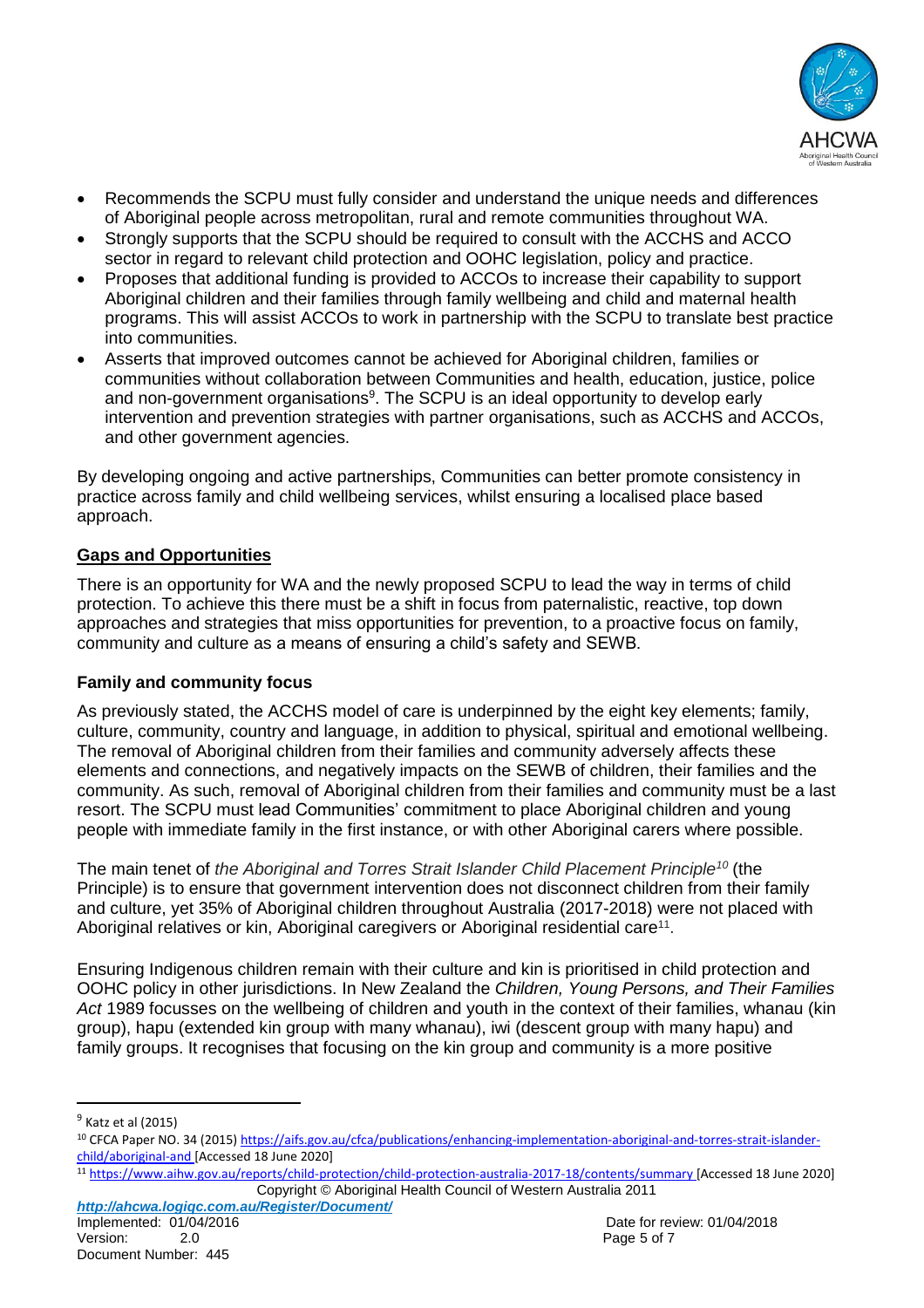- Recommends the SCPU must fully consider and understand the unique needs and differences of Aboriginal people across metropolitan, rural and remote communities throughout WA.
- Strongly supports that the SCPU should be required to consult with the ACCHS and ACCO sector in regard to relevant child protection and OOHC legislation, policy and practice.
- Proposes that additional funding is provided to ACCOs to increase their capability to support Aboriginal children and their families through family wellbeing and child and maternal health programs. This will assist ACCOs to work in partnership with the SCPU to translate best practice into communities.
- Asserts that improved outcomes cannot be achieved for Aboriginal children, families or communities without collaboration between Communities and health, education, justice, police and non-government organisations[9]. The SCPU is an ideal opportunity to develop early intervention and prevention strategies with partner organisations, such as ACCHS and ACCOs, and other government agencies.

By developing ongoing and active partnerships, Communities can better promote consistency in practice across family and child wellbeing services, whilst ensuring a localised place based approach.

**Gaps and Opportunities**

There is an opportunity for WA and the newly proposed SCPU to lead the way in terms of child protection. To achieve this there must be a shift in focus from paternalistic, reactive, top down approaches and strategies that miss opportunities for prevention, to a proactive focus on family, community and culture as a means of ensuring a child's safety and SEWB.

**Family and community focus**

As previously stated, the ACCHS model of care is underpinned by the eight key elements; family, culture, community, country and language, in addition to physical, spiritual and emotional wellbeing. The removal of Aboriginal children from their families and community adversely affects these elements and connections, and negatively impacts on the SEWB of children, their families and the community. As such, removal of Aboriginal children from their families and community must be a last resort. The SCPU must lead Communities' commitment to place Aboriginal children and young people with immediate family in the first instance, or with other Aboriginal carers where possible.

The main tenet of *the Aboriginal and Torres Strait Islander Child Placement Principle*[10] (the Principle) is to ensure that government intervention does not disconnect children from their family and culture, yet 35% of Aboriginal children throughout Australia (2017-2018) were not placed with Aboriginal relatives or kin, Aboriginal caregivers or Aboriginal residential care[11].

Ensuring Indigenous children remain with their culture and kin is prioritised in child protection and OOHC policy in other jurisdictions. In New Zealand the *Children, Young Persons, and Their Families Act* 1989 focusses on the wellbeing of children and youth in the context of their families, whanau (kin group), hapu (extended kin group with many whanau), iwi (descent group with many hapu) and family groups. It recognises that focusing on the kin group and community is a more positive

---

[9] Katz et al (2015)

[10] CFCA Paper NO. 34 (2015) https://aifs.gov.au/cfca/publications/enhancing-implementation-aboriginal-and-torres-strait-islander-child/aboriginal-and [Accessed 18 June 2020]

[11] https://www.aihw.gov.au/reports/child-protection/child-protection-australia-2017-18/contents/summary [Accessed 18 June 2020]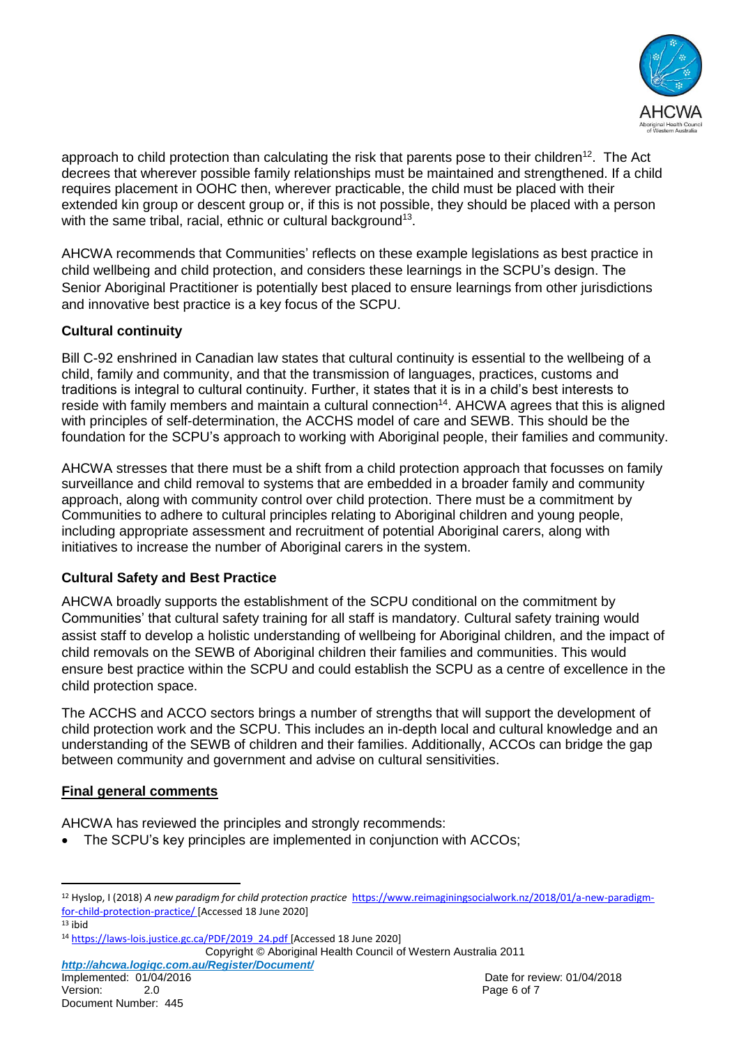approach to child protection than calculating the risk that parents pose to their children[12]. The Act decrees that wherever possible family relationships must be maintained and strengthened. If a child requires placement in OOHC then, wherever practicable, the child must be placed with their extended kin group or descent group or, if this is not possible, they should be placed with a person with the same tribal, racial, ethnic or cultural background[13].

AHCWA recommends that Communities' reflects on these example legislations as best practice in child wellbeing and child protection, and considers these learnings in the SCPU's design. The Senior Aboriginal Practitioner is potentially best placed to ensure learnings from other jurisdictions and innovative best practice is a key focus of the SCPU.

**Cultural continuity**

Bill C-92 enshrined in Canadian law states that cultural continuity is essential to the wellbeing of a child, family and community, and that the transmission of languages, practices, customs and traditions is integral to cultural continuity. Further, it states that it is in a child's best interests to reside with family members and maintain a cultural connection[14]. AHCWA agrees that this is aligned with principles of self-determination, the ACCHS model of care and SEWB. This should be the foundation for the SCPU's approach to working with Aboriginal people, their families and community.

AHCWA stresses that there must be a shift from a child protection approach that focusses on family surveillance and child removal to systems that are embedded in a broader family and community approach, along with community control over child protection. There must be a commitment by Communities to adhere to cultural principles relating to Aboriginal children and young people, including appropriate assessment and recruitment of potential Aboriginal carers, along with initiatives to increase the number of Aboriginal carers in the system.

**Cultural Safety and Best Practice**

AHCWA broadly supports the establishment of the SCPU conditional on the commitment by Communities' that cultural safety training for all staff is mandatory. Cultural safety training would assist staff to develop a holistic understanding of wellbeing for Aboriginal children, and the impact of child removals on the SEWB of Aboriginal children their families and communities. This would ensure best practice within the SCPU and could establish the SCPU as a centre of excellence in the child protection space.

The ACCHS and ACCO sectors brings a number of strengths that will support the development of child protection work and the SCPU. This includes an in-depth local and cultural knowledge and an understanding of the SEWB of children and their families. Additionally, ACCOs can bridge the gap between community and government and advise on cultural sensitivities.

**<u>Final general comments</u>**

AHCWA has reviewed the principles and strongly recommends:

- The SCPU's key principles are implemented in conjunction with ACCOs;

---

[12] Hyslop, I (2018) *A new paradigm for child protection practice* https://www.reimaginingsocialwork.nz/2018/01/a-new-paradigm-for-child-protection-practice/ [Accessed 18 June 2020]

[13] ibid

[14] https://laws-lois.justice.gc.ca/PDF/2019_24.pdf [Accessed 18 June 2020]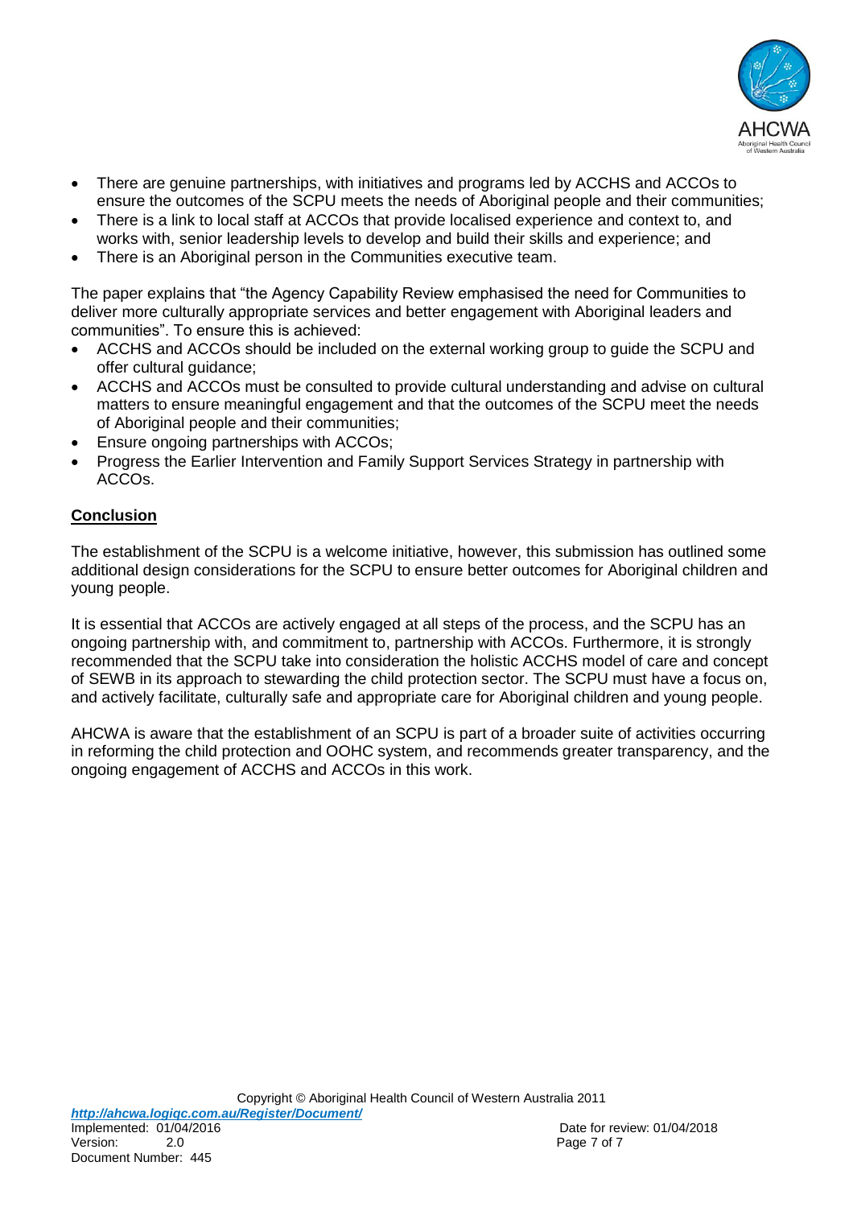- There are genuine partnerships, with initiatives and programs led by ACCHS and ACCOs to ensure the outcomes of the SCPU meets the needs of Aboriginal people and their communities;
- There is a link to local staff at ACCOs that provide localised experience and context to, and works with, senior leadership levels to develop and build their skills and experience; and
- There is an Aboriginal person in the Communities executive team.

The paper explains that "the Agency Capability Review emphasised the need for Communities to deliver more culturally appropriate services and better engagement with Aboriginal leaders and communities". To ensure this is achieved:

- ACCHS and ACCOs should be included on the external working group to guide the SCPU and offer cultural guidance;
- ACCHS and ACCOs must be consulted to provide cultural understanding and advise on cultural matters to ensure meaningful engagement and that the outcomes of the SCPU meet the needs of Aboriginal people and their communities;
- Ensure ongoing partnerships with ACCOs;
- Progress the Earlier Intervention and Family Support Services Strategy in partnership with ACCOs.

## Conclusion

The establishment of the SCPU is a welcome initiative, however, this submission has outlined some additional design considerations for the SCPU to ensure better outcomes for Aboriginal children and young people.

It is essential that ACCOs are actively engaged at all steps of the process, and the SCPU has an ongoing partnership with, and commitment to, partnership with ACCOs. Furthermore, it is strongly recommended that the SCPU take into consideration the holistic ACCHS model of care and concept of SEWB in its approach to stewarding the child protection sector. The SCPU must have a focus on, and actively facilitate, culturally safe and appropriate care for Aboriginal children and young people.

AHCWA is aware that the establishment of an SCPU is part of a broader suite of activities occurring in reforming the child protection and OOHC system, and recommends greater transparency, and the ongoing engagement of ACCHS and ACCOs in this work.